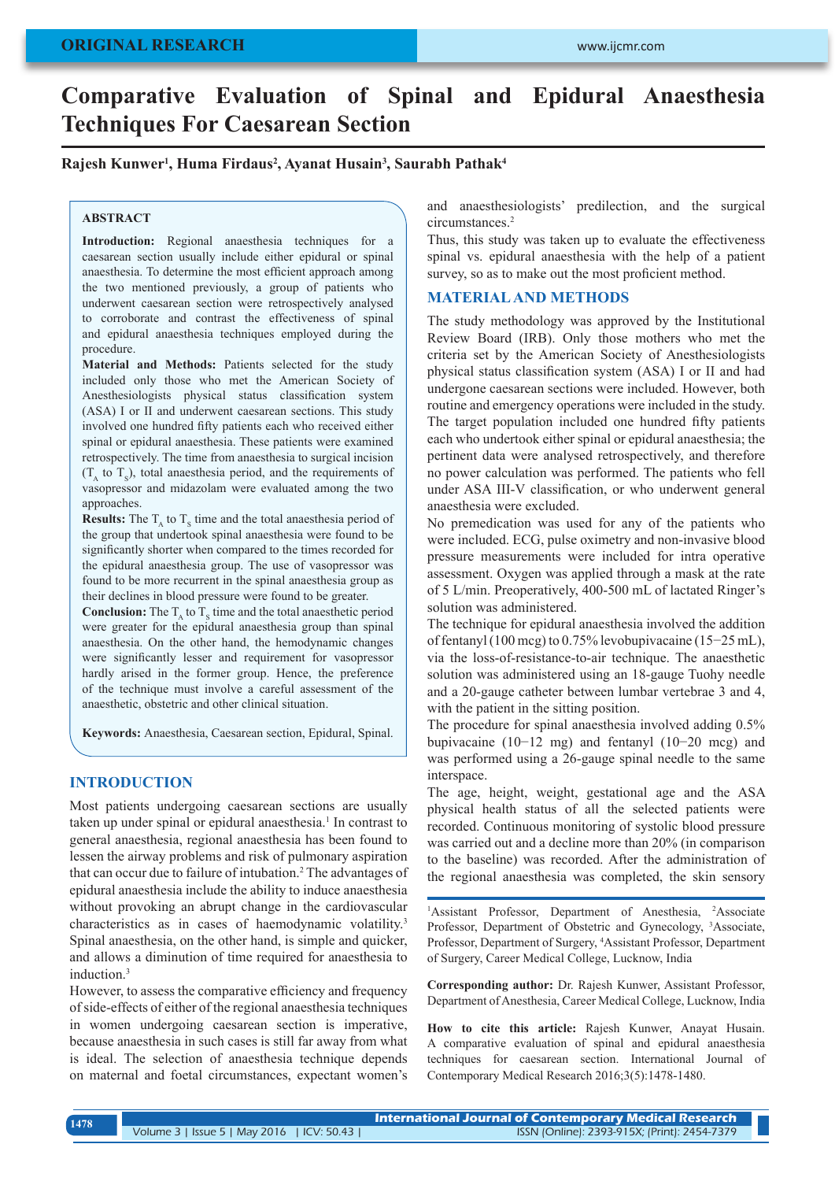ORIGINAL RESEARCH

# Comparative Evaluation of Spinal and Epidural Anaesthesia Techniques For Caesarean Section

**Rajesh Kunwer[1], Huma Firdaus[2], Ayanat Husain[3], Saurabh Pathak[4]**

## ABSTRACT

**Introduction:** Regional anaesthesia techniques for a caesarean section usually include either epidural or spinal anaesthesia. To determine the most efficient approach among the two mentioned previously, a group of patients who underwent caesarean section were retrospectively analysed to corroborate and contrast the effectiveness of spinal and epidural anaesthesia techniques employed during the procedure.

**Material and Methods:** Patients selected for the study included only those who met the American Society of Anesthesiologists physical status classification system (ASA) I or II and underwent caesarean sections. This study involved one hundred fifty patients each who received either spinal or epidural anaesthesia. These patients were examined retrospectively. The time from anaesthesia to surgical incision ($T_A$ to $T_S$), total anaesthesia period, and the requirements of vasopressor and midazolam were evaluated among the two approaches.

**Results:** The $T_A$ to $T_S$ time and the total anaesthesia period of the group that undertook spinal anaesthesia were found to be significantly shorter when compared to the times recorded for the epidural anaesthesia group. The use of vasopressor was found to be more recurrent in the spinal anaesthesia group as their declines in blood pressure were found to be greater.

**Conclusion:** The $T_A$ to $T_S$ time and the total anaesthetic period were greater for the epidural anaesthesia group than spinal anaesthesia. On the other hand, the hemodynamic changes were significantly lesser and requirement for vasopressor hardly arised in the former group. Hence, the preference of the technique must involve a careful assessment of the anaesthetic, obstetric and other clinical situation.

**Keywords:** Anaesthesia, Caesarean section, Epidural, Spinal.

## INTRODUCTION

Most patients undergoing caesarean sections are usually taken up under spinal or epidural anaesthesia.[1] In contrast to general anaesthesia, regional anaesthesia has been found to lessen the airway problems and risk of pulmonary aspiration that can occur due to failure of intubation.[2] The advantages of epidural anaesthesia include the ability to induce anaesthesia without provoking an abrupt change in the cardiovascular characteristics as in cases of haemodynamic volatility.[3] Spinal anaesthesia, on the other hand, is simple and quicker, and allows a diminution of time required for anaesthesia to induction.[3]

However, to assess the comparative efficiency and frequency of side-effects of either of the regional anaesthesia techniques in women undergoing caesarean section is imperative, because anaesthesia in such cases is still far away from what is ideal. The selection of anaesthesia technique depends on maternal and foetal circumstances, expectant women's and anaesthesiologists' predilection, and the surgical circumstances.[2]

Thus, this study was taken up to evaluate the effectiveness spinal vs. epidural anaesthesia with the help of a patient survey, so as to make out the most proficient method.

## MATERIAL AND METHODS

The study methodology was approved by the Institutional Review Board (IRB). Only those mothers who met the criteria set by the American Society of Anesthesiologists physical status classification system (ASA) I or II and had undergone caesarean sections were included. However, both routine and emergency operations were included in the study. The target population included one hundred fifty patients each who undertook either spinal or epidural anaesthesia; the pertinent data were analysed retrospectively, and therefore no power calculation was performed. The patients who fell under ASA III-V classification, or who underwent general anaesthesia were excluded.

No premedication was used for any of the patients who were included. ECG, pulse oximetry and non-invasive blood pressure measurements were included for intra operative assessment. Oxygen was applied through a mask at the rate of 5 L/min. Preoperatively, 400-500 mL of lactated Ringer's solution was administered.

The technique for epidural anaesthesia involved the addition of fentanyl (100 mcg) to 0.75% levobupivacaine (15−25 mL), via the loss-of-resistance-to-air technique. The anaesthetic solution was administered using an 18-gauge Tuohy needle and a 20-gauge catheter between lumbar vertebrae 3 and 4, with the patient in the sitting position.

The procedure for spinal anaesthesia involved adding 0.5% bupivacaine (10−12 mg) and fentanyl (10−20 mcg) and was performed using a 26-gauge spinal needle to the same interspace.

The age, height, weight, gestational age and the ASA physical health status of all the selected patients were recorded. Continuous monitoring of systolic blood pressure was carried out and a decline more than 20% (in comparison to the baseline) was recorded. After the administration of the regional anaesthesia was completed, the skin sensory

---

[1]Assistant Professor, Department of Anesthesia, [2]Associate Professor, Department of Obstetric and Gynecology, [3]Associate, Professor, Department of Surgery, [4]Assistant Professor, Department of Surgery, Career Medical College, Lucknow, India

**Corresponding author:** Dr. Rajesh Kunwer, Assistant Professor, Department of Anesthesia, Career Medical College, Lucknow, India

**How to cite this article:** Rajesh Kunwer, Anayat Husain. A comparative evaluation of spinal and epidural anaesthesia techniques for caesarean section. International Journal of Contemporary Medical Research 2016;3(5):1478-1480.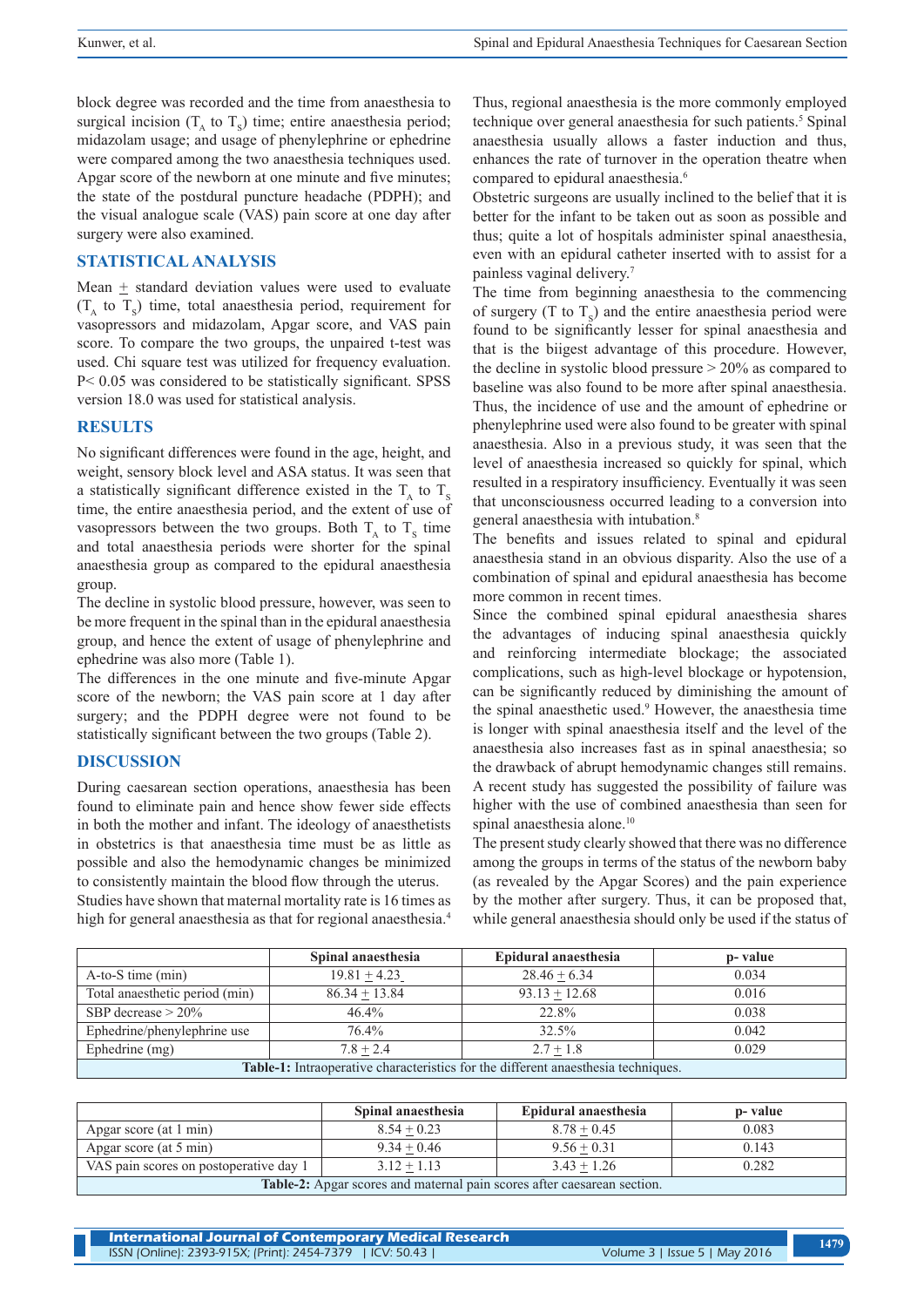block degree was recorded and the time from anaesthesia to surgical incision ($T_A$ to $T_S$) time; entire anaesthesia period; midazolam usage; and usage of phenylephrine or ephedrine were compared among the two anaesthesia techniques used. Apgar score of the newborn at one minute and five minutes; the state of the postdural puncture headache (PDPH); and the visual analogue scale (VAS) pain score at one day after surgery were also examined.

## STATISTICAL ANALYSIS

Mean ± standard deviation values were used to evaluate ($T_A$ to $T_S$) time, total anaesthesia period, requirement for vasopressors and midazolam, Apgar score, and VAS pain score. To compare the two groups, the unpaired t-test was used. Chi square test was utilized for frequency evaluation. $P < 0.05$ was considered to be statistically significant. SPSS version 18.0 was used for statistical analysis.

## RESULTS

No significant differences were found in the age, height, and weight, sensory block level and ASA status. It was seen that a statistically significant difference existed in the $T_A$ to $T_S$ time, the entire anaesthesia period, and the extent of use of vasopressors between the two groups. Both $T_A$ to $T_S$ time and total anaesthesia periods were shorter for the spinal anaesthesia group as compared to the epidural anaesthesia group.

The decline in systolic blood pressure, however, was seen to be more frequent in the spinal than in the epidural anaesthesia group, and hence the extent of usage of phenylephrine and ephedrine was also more (Table 1).

The differences in the one minute and five-minute Apgar score of the newborn; the VAS pain score at 1 day after surgery; and the PDPH degree were not found to be statistically significant between the two groups (Table 2).

## DISCUSSION

During caesarean section operations, anaesthesia has been found to eliminate pain and hence show fewer side effects in both the mother and infant. The ideology of anaesthetists in obstetrics is that anaesthesia time must be as little as possible and also the hemodynamic changes be minimized to consistently maintain the blood flow through the uterus.

Studies have shown that maternal mortality rate is 16 times as high for general anaesthesia as that for regional anaesthesia.[4] Thus, regional anaesthesia is the more commonly employed technique over general anaesthesia for such patients.[5] Spinal anaesthesia usually allows a faster induction and thus, enhances the rate of turnover in the operation theatre when compared to epidural anaesthesia.[6]

Obstetric surgeons are usually inclined to the belief that it is better for the infant to be taken out as soon as possible and thus; quite a lot of hospitals administer spinal anaesthesia, even with an epidural catheter inserted with to assist for a painless vaginal delivery.[7]

The time from beginning anaesthesia to the commencing of surgery (T to $T_S$) and the entire anaesthesia period were found to be significantly lesser for spinal anaesthesia and that is the biigest advantage of this procedure. However, the decline in systolic blood pressure > 20% as compared to baseline was also found to be more after spinal anaesthesia. Thus, the incidence of use and the amount of ephedrine or phenylephrine used were also found to be greater with spinal anaesthesia. Also in a previous study, it was seen that the level of anaesthesia increased so quickly for spinal, which resulted in a respiratory insufficiency. Eventually it was seen that unconsciousness occurred leading to a conversion into general anaesthesia with intubation.[8]

The benefits and issues related to spinal and epidural anaesthesia stand in an obvious disparity. Also the use of a combination of spinal and epidural anaesthesia has become more common in recent times.

Since the combined spinal epidural anaesthesia shares the advantages of inducing spinal anaesthesia quickly and reinforcing intermediate blockage; the associated complications, such as high-level blockage or hypotension, can be significantly reduced by diminishing the amount of the spinal anaesthetic used.[9] However, the anaesthesia time is longer with spinal anaesthesia itself and the level of the anaesthesia also increases fast as in spinal anaesthesia; so the drawback of abrupt hemodynamic changes still remains. A recent study has suggested the possibility of failure was higher with the use of combined anaesthesia than seen for spinal anaesthesia alone.[10]

The present study clearly showed that there was no difference among the groups in terms of the status of the newborn baby (as revealed by the Apgar Scores) and the pain experience by the mother after surgery. Thus, it can be proposed that, while general anaesthesia should only be used if the status of

| | Spinal anaesthesia | Epidural anaesthesia | p- value |
|---|---|---|---|
| A-to-S time (min) | 19.81 ± 4.23 | 28.46 ± 6.34 | 0.034 |
| Total anaesthetic period (min) | 86.34 ± 13.84 | 93.13 ± 12.68 | 0.016 |
| SBP decrease > 20% | 46.4% | 22.8% | 0.038 |
| Ephedrine/phenylephrine use | 76.4% | 32.5% | 0.042 |
| Ephedrine (mg) | 7.8 ± 2.4 | 2.7 ± 1.8 | 0.029 |

**Table-1:** Intraoperative characteristics for the different anaesthesia techniques.

| | Spinal anaesthesia | Epidural anaesthesia | p- value |
|---|---|---|---|
| Apgar score (at 1 min) | 8.54 ± 0.23 | 8.78 ± 0.45 | 0.083 |
| Apgar score (at 5 min) | 9.34 ± 0.46 | 9.56 ± 0.31 | 0.143 |
| VAS pain scores on postoperative day 1 | 3.12 ± 1.13 | 3.43 ± 1.26 | 0.282 |

**Table-2:** Apgar scores and maternal pain scores after caesarean section.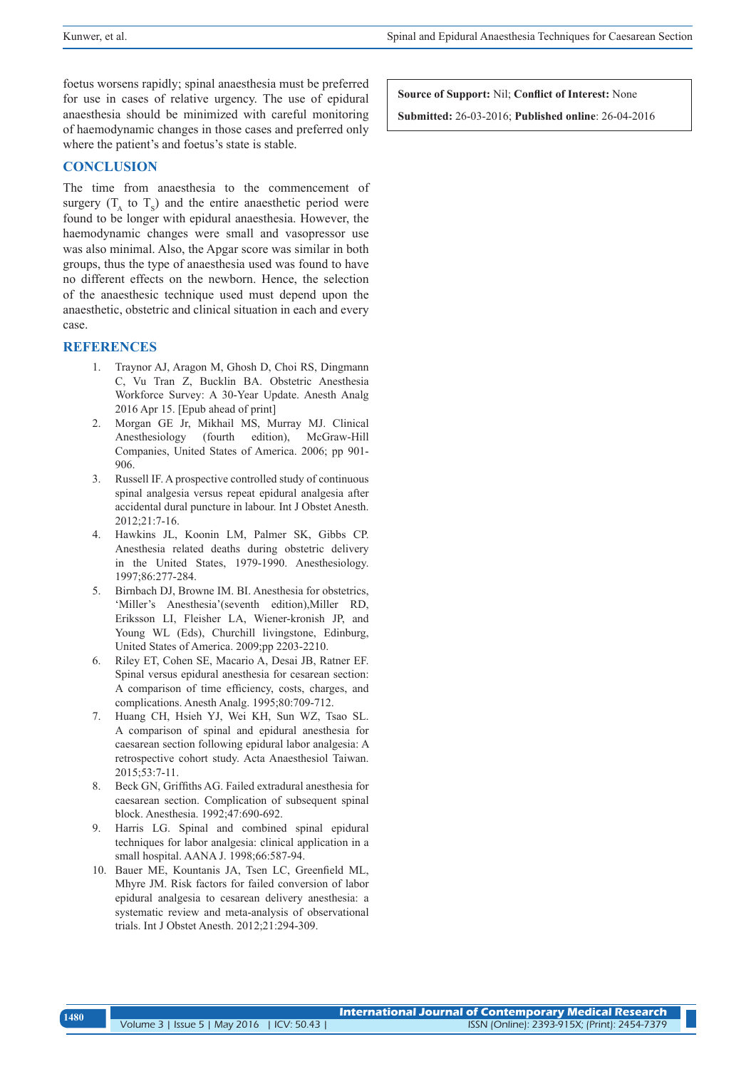foetus worsens rapidly; spinal anaesthesia must be preferred for use in cases of relative urgency. The use of epidural anaesthesia should be minimized with careful monitoring of haemodynamic changes in those cases and preferred only where the patient's and foetus's state is stable.

## CONCLUSION

The time from anaesthesia to the commencement of surgery ($T_A$ to $T_S$) and the entire anaesthetic period were found to be longer with epidural anaesthesia. However, the haemodynamic changes were small and vasopressor use was also minimal. Also, the Apgar score was similar in both groups, thus the type of anaesthesia used was found to have no different effects on the newborn. Hence, the selection of the anaesthesic technique used must depend upon the anaesthetic, obstetric and clinical situation in each and every case.

## REFERENCES

1. Traynor AJ, Aragon M, Ghosh D, Choi RS, Dingmann C, Vu Tran Z, Bucklin BA. Obstetric Anesthesia Workforce Survey: A 30-Year Update. Anesth Analg 2016 Apr 15. [Epub ahead of print]
2. Morgan GE Jr, Mikhail MS, Murray MJ. Clinical Anesthesiology (fourth edition), McGraw-Hill Companies, United States of America. 2006; pp 901-906.
3. Russell IF. A prospective controlled study of continuous spinal analgesia versus repeat epidural analgesia after accidental dural puncture in labour. Int J Obstet Anesth. 2012;21:7-16.
4. Hawkins JL, Koonin LM, Palmer SK, Gibbs CP. Anesthesia related deaths during obstetric delivery in the United States, 1979-1990. Anesthesiology. 1997;86:277-284.
5. Birnbach DJ, Browne IM. BI. Anesthesia for obstetrics, 'Miller's Anesthesia'(seventh edition),Miller RD, Eriksson LI, Fleisher LA, Wiener-kronish JP, and Young WL (Eds), Churchill livingstone, Edinburg, United States of America. 2009;pp 2203-2210.
6. Riley ET, Cohen SE, Macario A, Desai JB, Ratner EF. Spinal versus epidural anesthesia for cesarean section: A comparison of time efficiency, costs, charges, and complications. Anesth Analg. 1995;80:709-712.
7. Huang CH, Hsieh YJ, Wei KH, Sun WZ, Tsao SL. A comparison of spinal and epidural anesthesia for caesarean section following epidural labor analgesia: A retrospective cohort study. Acta Anaesthesiol Taiwan. 2015;53:7-11.
8. Beck GN, Griffiths AG. Failed extradural anesthesia for caesarean section. Complication of subsequent spinal block. Anesthesia. 1992;47:690-692.
9. Harris LG. Spinal and combined spinal epidural techniques for labor analgesia: clinical application in a small hospital. AANA J. 1998;66:587-94.
10. Bauer ME, Kountanis JA, Tsen LC, Greenfield ML, Mhyre JM. Risk factors for failed conversion of labor epidural analgesia to cesarean delivery anesthesia: a systematic review and meta-analysis of observational trials. Int J Obstet Anesth. 2012;21:294-309.

**Source of Support:** Nil; **Conflict of Interest:** None

**Submitted:** 26-03-2016; **Published online**: 26-04-2016